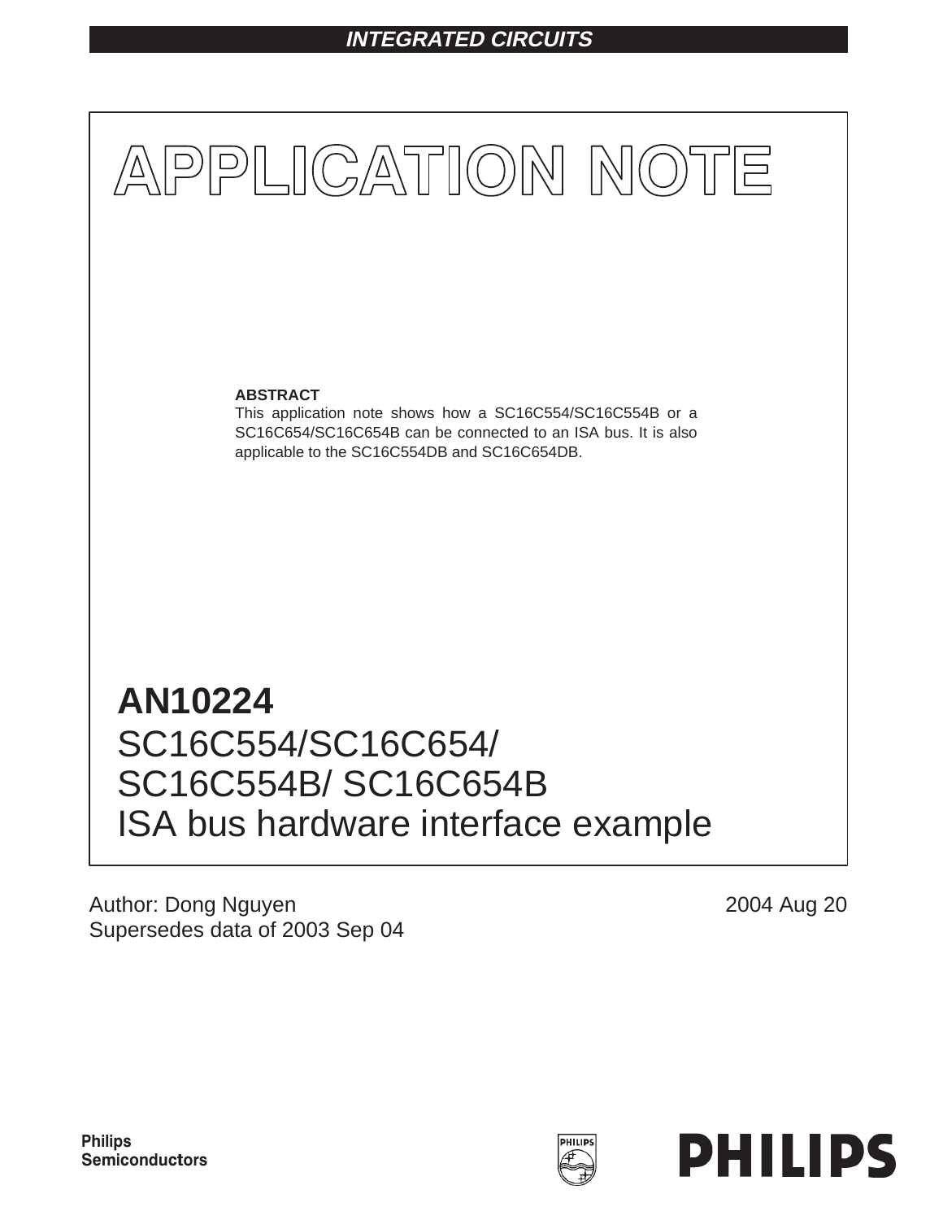INTEGRATED CIRCUITS

# APPLICATION NOTE

**ABSTRACT**

This application note shows how a SC16C554/SC16C554B or a SC16C654/SC16C654B can be connected to an ISA bus. It is also applicable to the SC16C554DB and SC16C654DB.

# AN10224

## SC16C554/SC16C654/ SC16C554B/ SC16C654B ISA bus hardware interface example

Author: Dong Nguyen

Supersedes data of 2003 Sep 04

2004 Aug 20

Philips Semiconductors

PHILIPS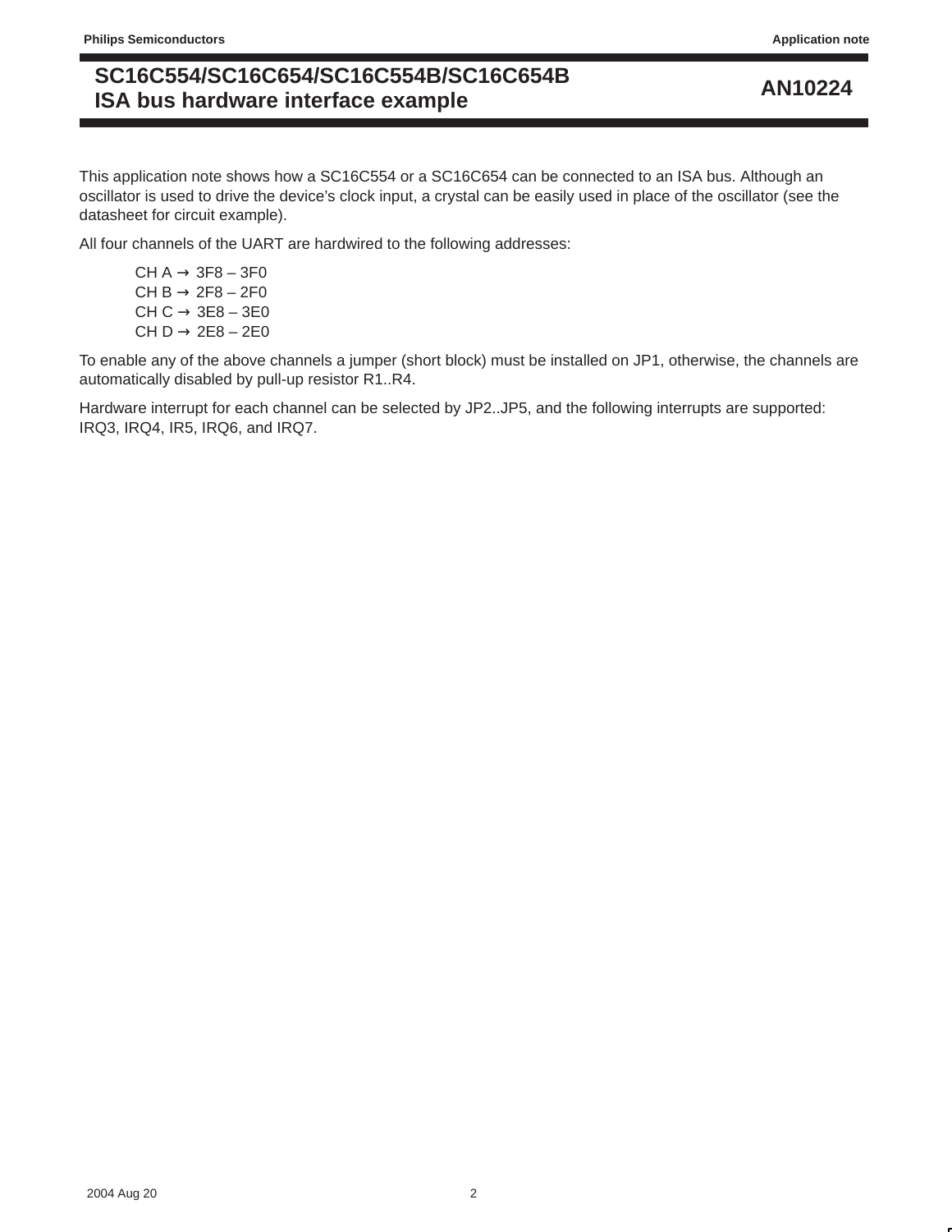This application note shows how a SC16C554 or a SC16C654 can be connected to an ISA bus. Although an oscillator is used to drive the device's clock input, a crystal can be easily used in place of the oscillator (see the datasheet for circuit example).

All four channels of the UART are hardwired to the following addresses:

CH A → 3F8 – 3F0
CH B → 2F8 – 2F0
CH C → 3E8 – 3E0
CH D → 2E8 – 2E0

To enable any of the above channels a jumper (short block) must be installed on JP1, otherwise, the channels are automatically disabled by pull-up resistor R1..R4.

Hardware interrupt for each channel can be selected by JP2..JP5, and the following interrupts are supported: IRQ3, IRQ4, IR5, IRQ6, and IRQ7.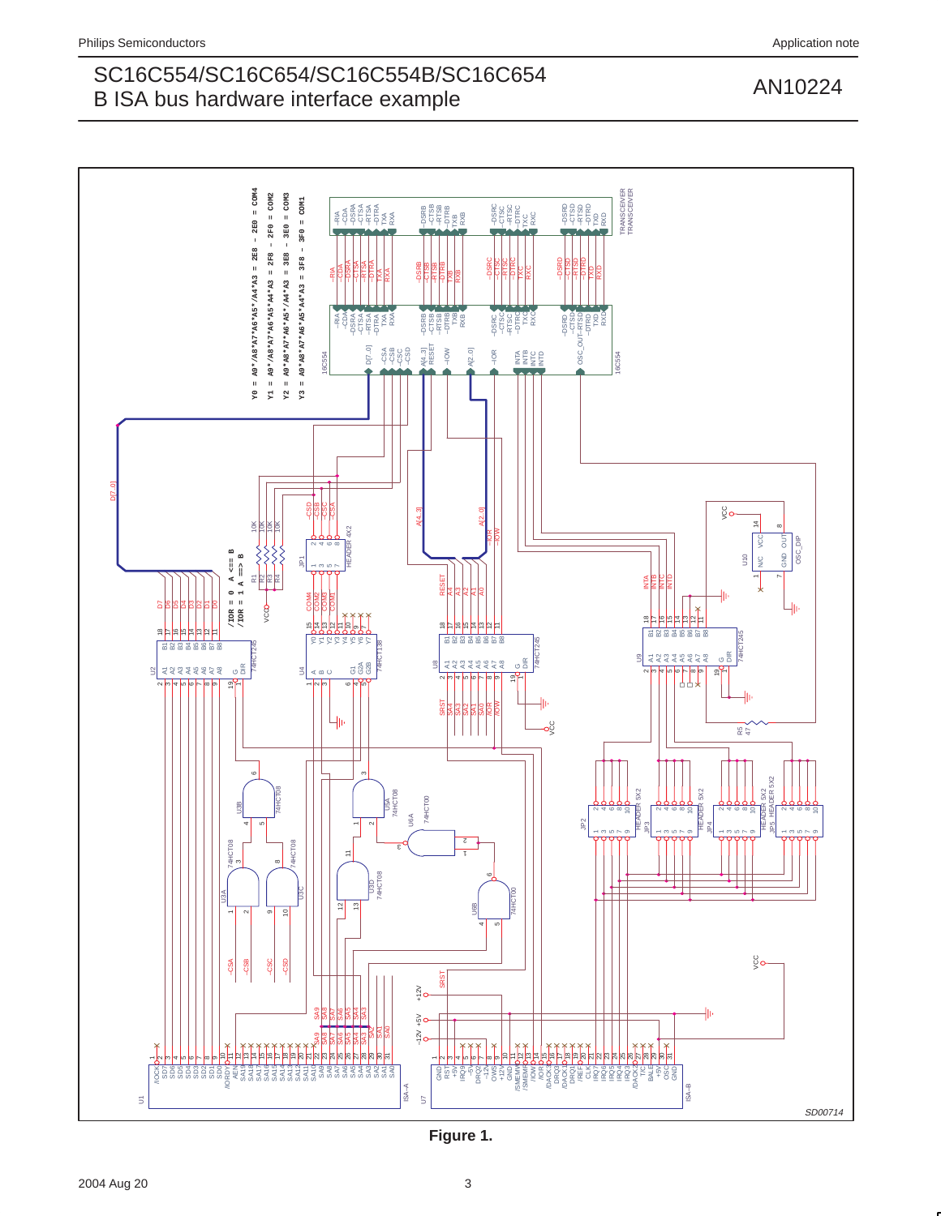**Figure 1.**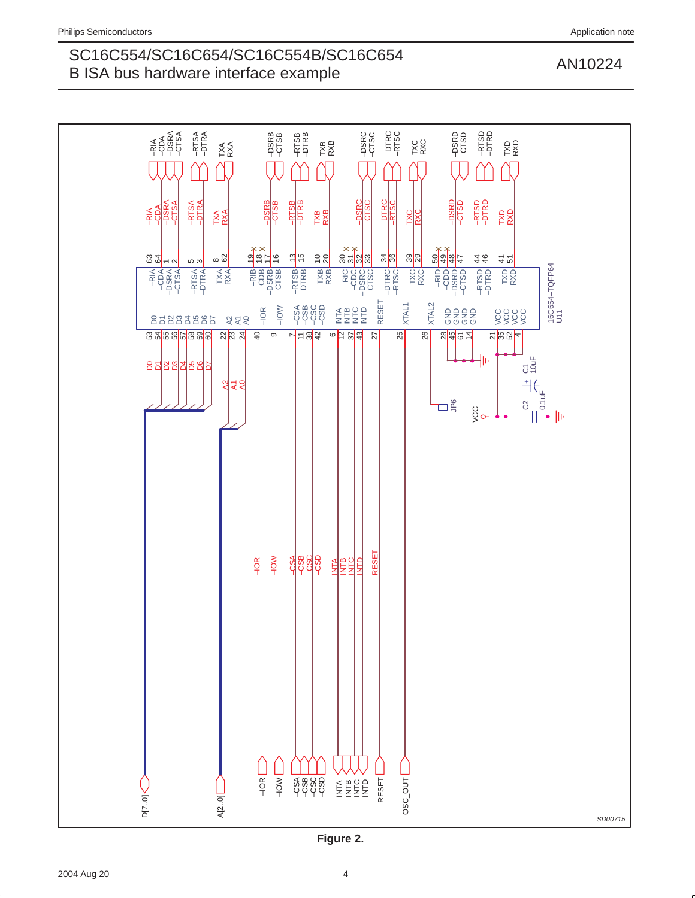Figure 2.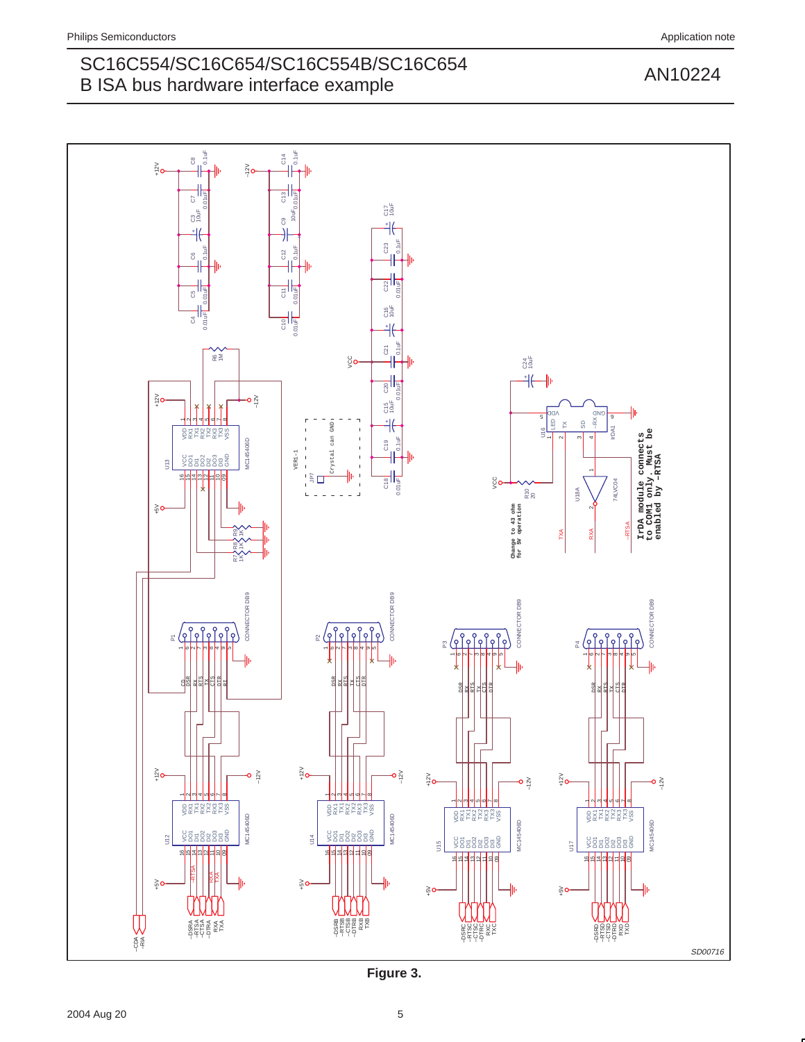Figure 3.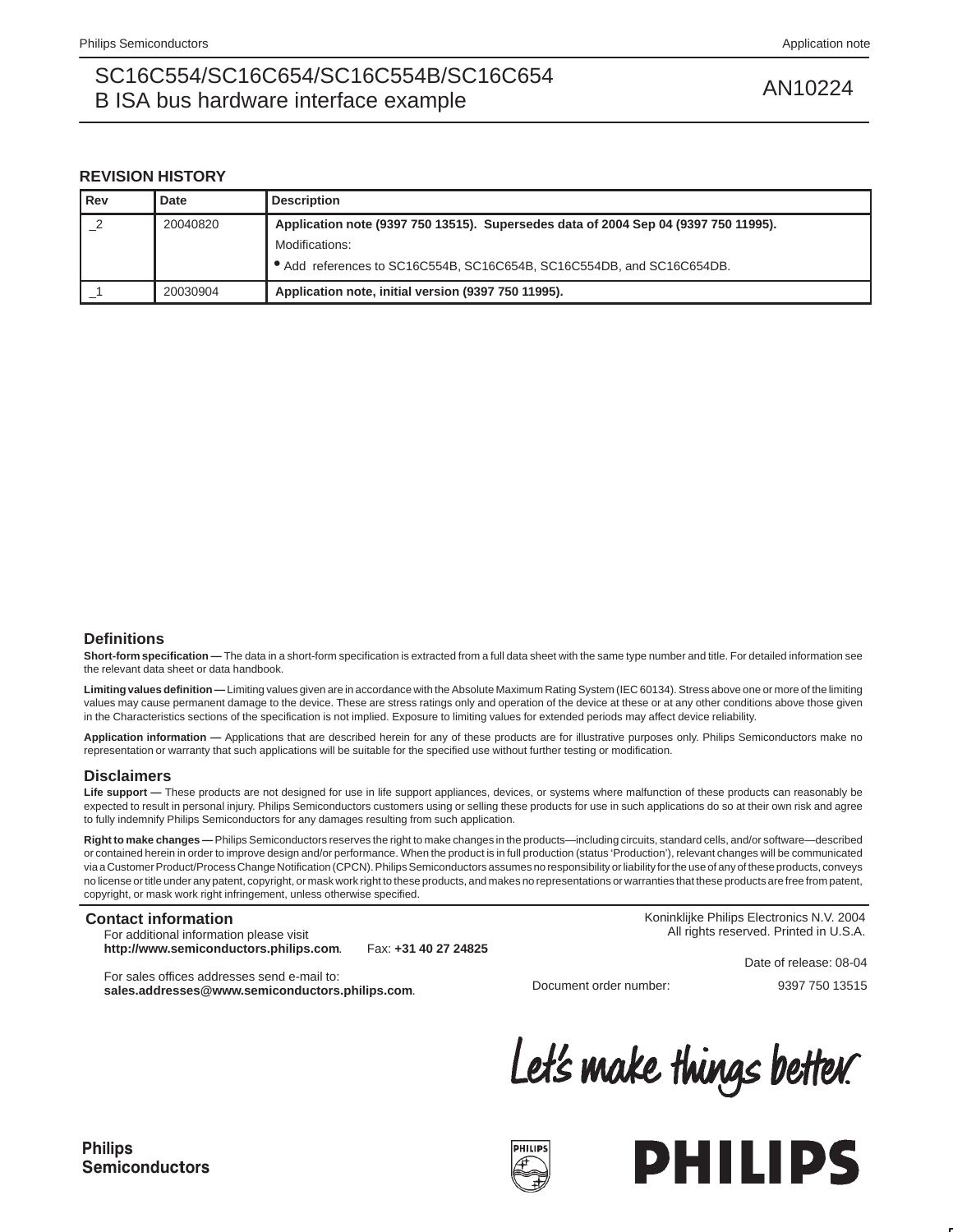## REVISION HISTORY

| Rev | Date | Description |
|---|---|---|
| _2 | 20040820 | **Application note (9397 750 13515). Supersedes data of 2004 Sep 04 (9397 750 11995).** Modifications: • Add references to SC16C554B, SC16C654B, SC16C554DB, and SC16C654DB. |
| _1 | 20030904 | **Application note, initial version (9397 750 11995).** |

### Definitions

**Short-form specification —** The data in a short-form specification is extracted from a full data sheet with the same type number and title. For detailed information see the relevant data sheet or data handbook.

**Limiting values definition —** Limiting values given are in accordance with the Absolute Maximum Rating System (IEC 60134). Stress above one or more of the limiting values may cause permanent damage to the device. These are stress ratings only and operation of the device at these or at any other conditions above those given in the Characteristics sections of the specification is not implied. Exposure to limiting values for extended periods may affect device reliability.

**Application information —** Applications that are described herein for any of these products are for illustrative purposes only. Philips Semiconductors make no representation or warranty that such applications will be suitable for the specified use without further testing or modification.

### Disclaimers

**Life support —** These products are not designed for use in life support appliances, devices, or systems where malfunction of these products can reasonably be expected to result in personal injury. Philips Semiconductors customers using or selling these products for use in such applications do so at their own risk and agree to fully indemnify Philips Semiconductors for any damages resulting from such application.

**Right to make changes —** Philips Semiconductors reserves the right to make changes in the products—including circuits, standard cells, and/or software—described or contained herein in order to improve design and/or performance. When the product is in full production (status 'Production'), relevant changes will be communicated via a Customer Product/Process Change Notification (CPCN). Philips Semiconductors assumes no responsibility or liability for the use of any of these products, conveys no license or title under any patent, copyright, or mask work right to these products, and makes no representations or warranties that these products are free from patent, copyright, or mask work right infringement, unless otherwise specified.

### Contact information

For additional information please visit
**http://www.semiconductors.philips.com**. Fax: **+31 40 27 24825**

For sales offices addresses send e-mail to:
**sales.addresses@www.semiconductors.philips.com**.

Koninklijke Philips Electronics N.V. 2004
All rights reserved. Printed in U.S.A.

Date of release: 08-04

Document order number: 9397 750 13515

Let's make things better.

**Philips Semiconductors**

**PHILIPS**